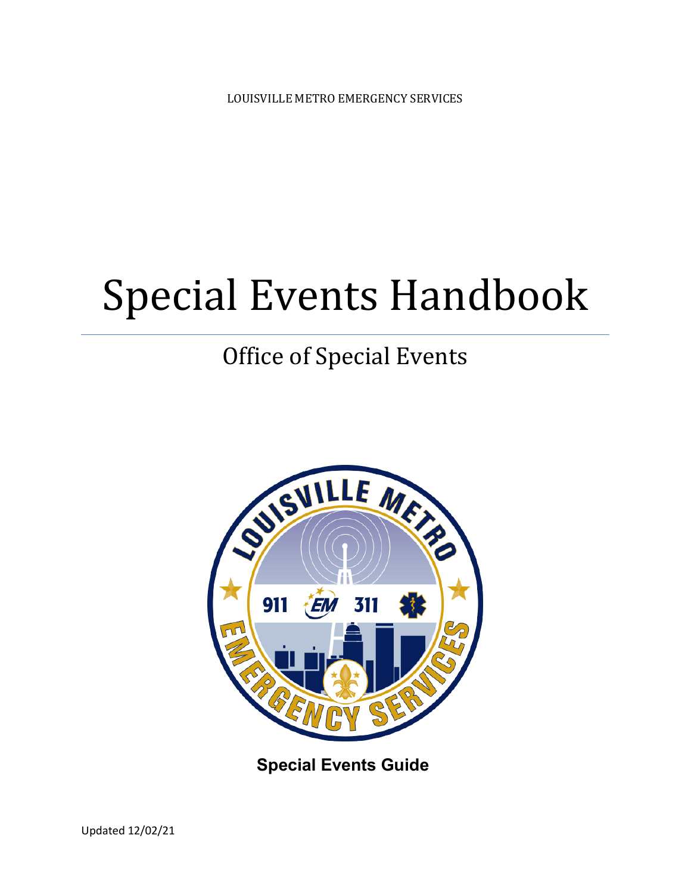LOUISVILLE METRO EMERGENCY SERVICES

# Special Events Handbook

## Office of Special Events

**Special Events Guide**

Updated 12/02/21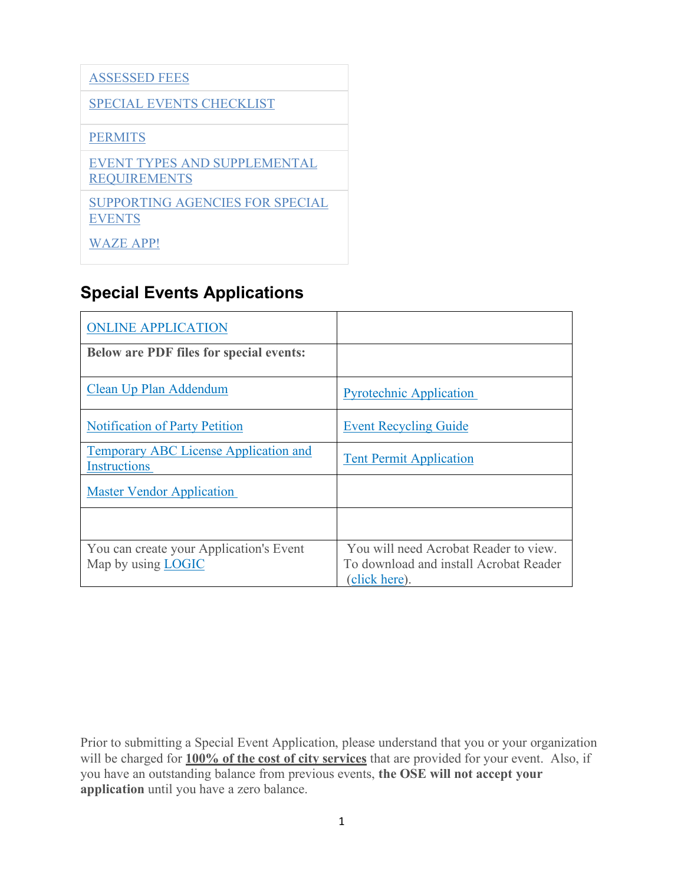| ASSESSED FEES |
|---|
| SPECIAL EVENTS CHECKLIST |
| PERMITS |
| EVENT TYPES AND SUPPLEMENTAL REQUIREMENTS |
| SUPPORTING AGENCIES FOR SPECIAL EVENTS<br>WAZE APP! |

## Special Events Applications

| ONLINE APPLICATION | |
|---|---|
| **Below are PDF files for special events:** | |
| Clean Up Plan Addendum | Pyrotechnic Application |
| Notification of Party Petition | Event Recycling Guide |
| Temporary ABC License Application and Instructions | Tent Permit Application |
| Master Vendor Application | |
| | |
| You can create your Application's Event Map by using LOGIC | You will need Acrobat Reader to view. To download and install Acrobat Reader (click here). |

Prior to submitting a Special Event Application, please understand that you or your organization will be charged for **100% of the cost of city services** that are provided for your event. Also, if you have an outstanding balance from previous events, **the OSE will not accept your application** until you have a zero balance.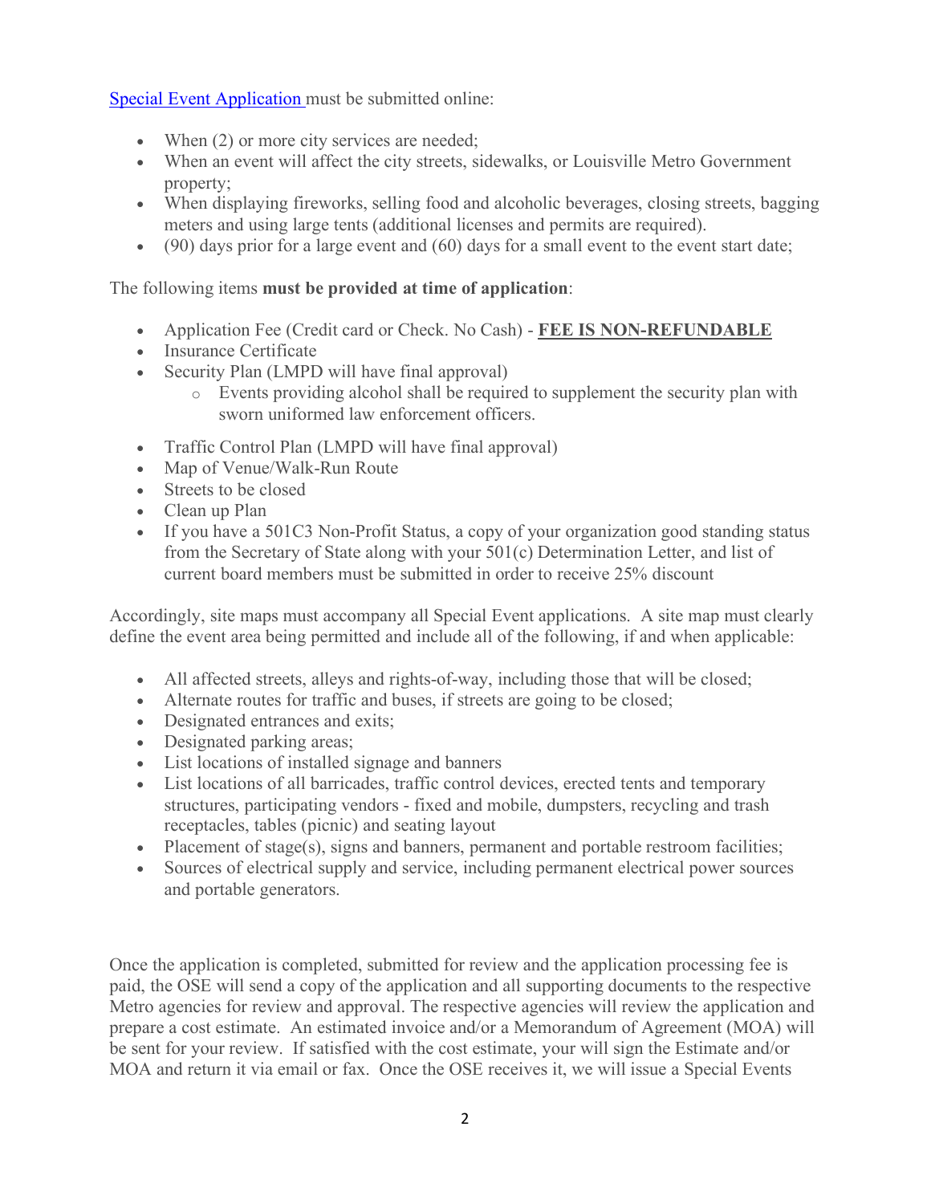[Special Event Application](#) must be submitted online:

- When (2) or more city services are needed;
- When an event will affect the city streets, sidewalks, or Louisville Metro Government property;
- When displaying fireworks, selling food and alcoholic beverages, closing streets, bagging meters and using large tents (additional licenses and permits are required).
- (90) days prior for a large event and (60) days for a small event to the event start date;

The following items **must be provided at time of application**:

- Application Fee (Credit card or Check. No Cash) - **FEE IS NON-REFUNDABLE**
- Insurance Certificate
- Security Plan (LMPD will have final approval)
  - Events providing alcohol shall be required to supplement the security plan with sworn uniformed law enforcement officers.
- Traffic Control Plan (LMPD will have final approval)
- Map of Venue/Walk-Run Route
- Streets to be closed
- Clean up Plan
- If you have a 501C3 Non-Profit Status, a copy of your organization good standing status from the Secretary of State along with your 501(c) Determination Letter, and list of current board members must be submitted in order to receive 25% discount

Accordingly, site maps must accompany all Special Event applications. A site map must clearly define the event area being permitted and include all of the following, if and when applicable:

- All affected streets, alleys and rights-of-way, including those that will be closed;
- Alternate routes for traffic and buses, if streets are going to be closed;
- Designated entrances and exits;
- Designated parking areas;
- List locations of installed signage and banners
- List locations of all barricades, traffic control devices, erected tents and temporary structures, participating vendors - fixed and mobile, dumpsters, recycling and trash receptacles, tables (picnic) and seating layout
- Placement of stage(s), signs and banners, permanent and portable restroom facilities;
- Sources of electrical supply and service, including permanent electrical power sources and portable generators.

Once the application is completed, submitted for review and the application processing fee is paid, the OSE will send a copy of the application and all supporting documents to the respective Metro agencies for review and approval. The respective agencies will review the application and prepare a cost estimate. An estimated invoice and/or a Memorandum of Agreement (MOA) will be sent for your review. If satisfied with the cost estimate, your will sign the Estimate and/or MOA and return it via email or fax. Once the OSE receives it, we will issue a Special Events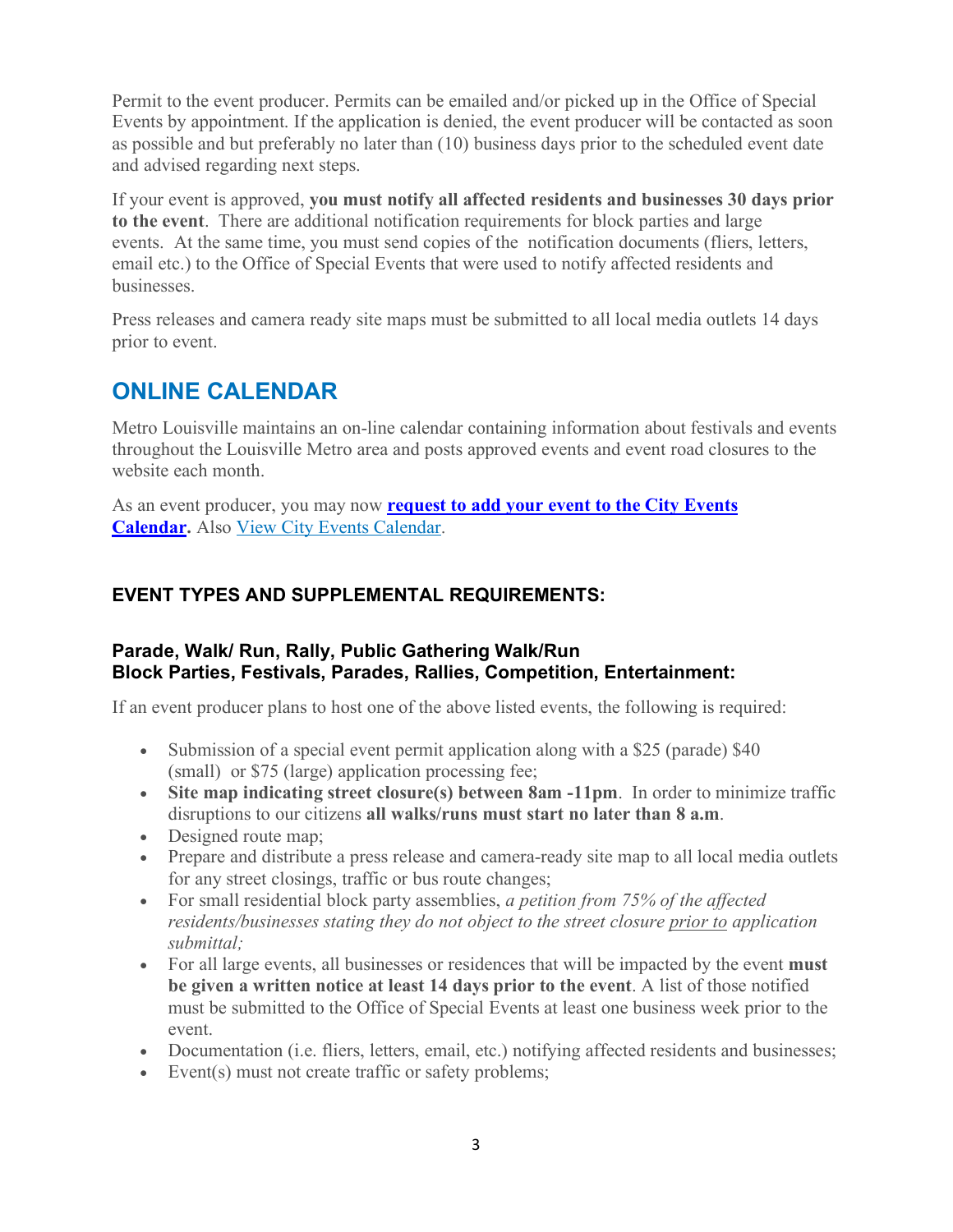Permit to the event producer. Permits can be emailed and/or picked up in the Office of Special Events by appointment. If the application is denied, the event producer will be contacted as soon as possible and but preferably no later than (10) business days prior to the scheduled event date and advised regarding next steps.

If your event is approved, **you must notify all affected residents and businesses 30 days prior to the event**. There are additional notification requirements for block parties and large events. At the same time, you must send copies of the notification documents (fliers, letters, email etc.) to the Office of Special Events that were used to notify affected residents and businesses.

Press releases and camera ready site maps must be submitted to all local media outlets 14 days prior to event.

## ONLINE CALENDAR

Metro Louisville maintains an on-line calendar containing information about festivals and events throughout the Louisville Metro area and posts approved events and event road closures to the website each month.

As an event producer, you may now **request to add your event to the City Events Calendar.** Also View City Events Calendar.

### EVENT TYPES AND SUPPLEMENTAL REQUIREMENTS:

#### Parade, Walk/ Run, Rally, Public Gathering Walk/Run
#### Block Parties, Festivals, Parades, Rallies, Competition, Entertainment:

If an event producer plans to host one of the above listed events, the following is required:

- Submission of a special event permit application along with a $25 (parade) $40 (small) or $75 (large) application processing fee;
- **Site map indicating street closure(s) between 8am -11pm**. In order to minimize traffic disruptions to our citizens **all walks/runs must start no later than 8 a.m**.
- Designed route map;
- Prepare and distribute a press release and camera-ready site map to all local media outlets for any street closings, traffic or bus route changes;
- For small residential block party assemblies, *a petition from 75% of the affected residents/businesses stating they do not object to the street closure prior to application submittal;*
- For all large events, all businesses or residences that will be impacted by the event **must be given a written notice at least 14 days prior to the event**. A list of those notified must be submitted to the Office of Special Events at least one business week prior to the event.
- Documentation (i.e. fliers, letters, email, etc.) notifying affected residents and businesses;
- Event(s) must not create traffic or safety problems;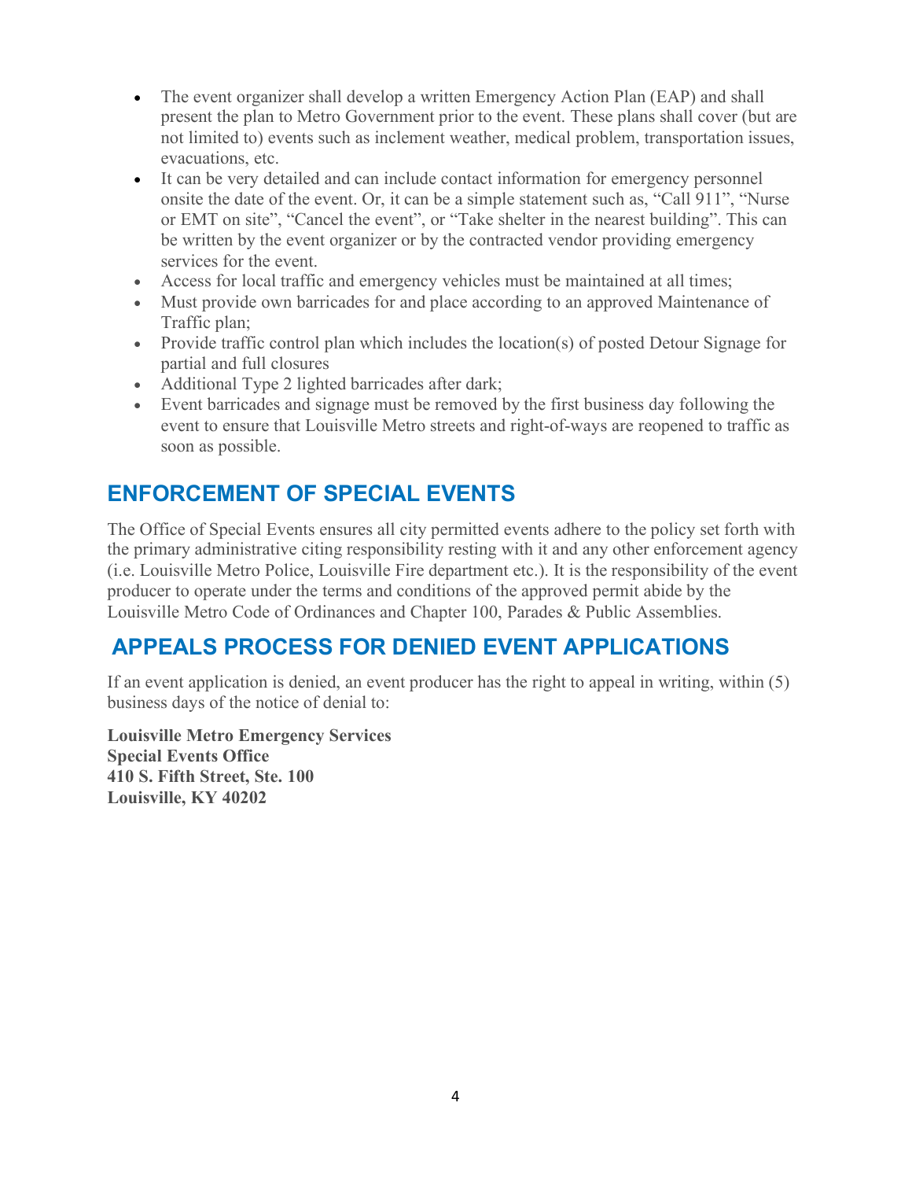- The event organizer shall develop a written Emergency Action Plan (EAP) and shall present the plan to Metro Government prior to the event. These plans shall cover (but are not limited to) events such as inclement weather, medical problem, transportation issues, evacuations, etc.
- It can be very detailed and can include contact information for emergency personnel onsite the date of the event. Or, it can be a simple statement such as, "Call 911", "Nurse or EMT on site", "Cancel the event", or "Take shelter in the nearest building". This can be written by the event organizer or by the contracted vendor providing emergency services for the event.
- Access for local traffic and emergency vehicles must be maintained at all times;
- Must provide own barricades for and place according to an approved Maintenance of Traffic plan;
- Provide traffic control plan which includes the location(s) of posted Detour Signage for partial and full closures
- Additional Type 2 lighted barricades after dark;
- Event barricades and signage must be removed by the first business day following the event to ensure that Louisville Metro streets and right-of-ways are reopened to traffic as soon as possible.

## ENFORCEMENT OF SPECIAL EVENTS

The Office of Special Events ensures all city permitted events adhere to the policy set forth with the primary administrative citing responsibility resting with it and any other enforcement agency (i.e. Louisville Metro Police, Louisville Fire department etc.). It is the responsibility of the event producer to operate under the terms and conditions of the approved permit abide by the Louisville Metro Code of Ordinances and Chapter 100, Parades & Public Assemblies.

## APPEALS PROCESS FOR DENIED EVENT APPLICATIONS

If an event application is denied, an event producer has the right to appeal in writing, within (5) business days of the notice of denial to:

**Louisville Metro Emergency Services**
**Special Events Office**
**410 S. Fifth Street, Ste. 100**
**Louisville, KY 40202**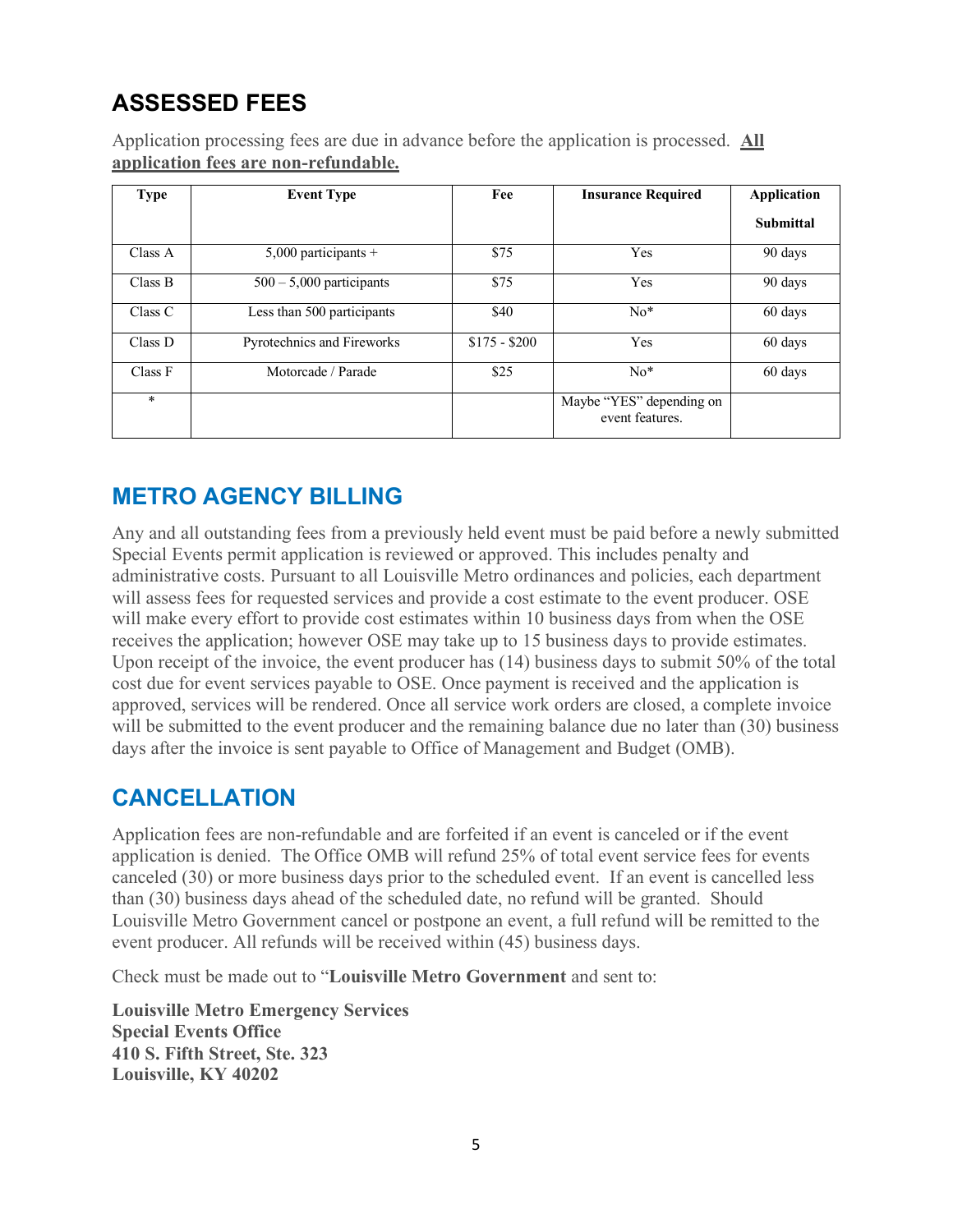## ASSESSED FEES

Application processing fees are due in advance before the application is processed. **All application fees are non-refundable.**

| Type | Event Type | Fee | Insurance Required | Application Submittal |
|---|---|---|---|---|
| Class A | 5,000 participants + | $75 | Yes | 90 days |
| Class B | 500 – 5,000 participants | $75 | Yes | 90 days |
| Class C | Less than 500 participants | $40 | No* | 60 days |
| Class D | Pyrotechnics and Fireworks | $175 - $200 | Yes | 60 days |
| Class F | Motorcade / Parade | $25 | No* | 60 days |
| * | | | Maybe "YES" depending on event features. | |

## METRO AGENCY BILLING

Any and all outstanding fees from a previously held event must be paid before a newly submitted Special Events permit application is reviewed or approved. This includes penalty and administrative costs. Pursuant to all Louisville Metro ordinances and policies, each department will assess fees for requested services and provide a cost estimate to the event producer. OSE will make every effort to provide cost estimates within 10 business days from when the OSE receives the application; however OSE may take up to 15 business days to provide estimates. Upon receipt of the invoice, the event producer has (14) business days to submit 50% of the total cost due for event services payable to OSE. Once payment is received and the application is approved, services will be rendered. Once all service work orders are closed, a complete invoice will be submitted to the event producer and the remaining balance due no later than (30) business days after the invoice is sent payable to Office of Management and Budget (OMB).

## CANCELLATION

Application fees are non-refundable and are forfeited if an event is canceled or if the event application is denied. The Office OMB will refund 25% of total event service fees for events canceled (30) or more business days prior to the scheduled event. If an event is cancelled less than (30) business days ahead of the scheduled date, no refund will be granted. Should Louisville Metro Government cancel or postpone an event, a full refund will be remitted to the event producer. All refunds will be received within (45) business days.

Check must be made out to "**Louisville Metro Government** and sent to:

**Louisville Metro Emergency Services**
**Special Events Office**
**410 S. Fifth Street, Ste. 323**
**Louisville, KY 40202**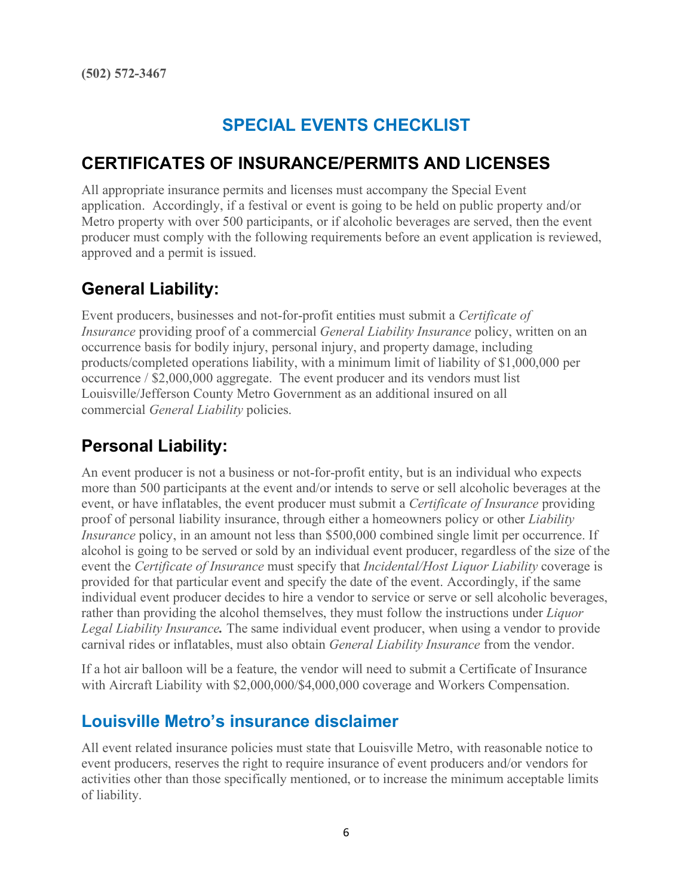**(502) 572-3467**

# SPECIAL EVENTS CHECKLIST

## CERTIFICATES OF INSURANCE/PERMITS AND LICENSES

All appropriate insurance permits and licenses must accompany the Special Event application. Accordingly, if a festival or event is going to be held on public property and/or Metro property with over 500 participants, or if alcoholic beverages are served, then the event producer must comply with the following requirements before an event application is reviewed, approved and a permit is issued.

### General Liability:

Event producers, businesses and not-for-profit entities must submit a *Certificate of Insurance* providing proof of a commercial *General Liability Insurance* policy, written on an occurrence basis for bodily injury, personal injury, and property damage, including products/completed operations liability, with a minimum limit of liability of $1,000,000 per occurrence / $2,000,000 aggregate. The event producer and its vendors must list Louisville/Jefferson County Metro Government as an additional insured on all commercial *General Liability* policies.

### Personal Liability:

An event producer is not a business or not-for-profit entity, but is an individual who expects more than 500 participants at the event and/or intends to serve or sell alcoholic beverages at the event, or have inflatables, the event producer must submit a *Certificate of Insurance* providing proof of personal liability insurance, through either a homeowners policy or other *Liability Insurance* policy, in an amount not less than $500,000 combined single limit per occurrence. If alcohol is going to be served or sold by an individual event producer, regardless of the size of the event the *Certificate of Insurance* must specify that *Incidental/Host Liquor Liability* coverage is provided for that particular event and specify the date of the event. Accordingly, if the same individual event producer decides to hire a vendor to service or serve or sell alcoholic beverages, rather than providing the alcohol themselves, they must follow the instructions under *Liquor Legal Liability Insurance**.*** The same individual event producer, when using a vendor to provide carnival rides or inflatables, must also obtain *General Liability Insurance* from the vendor.

If a hot air balloon will be a feature, the vendor will need to submit a Certificate of Insurance with Aircraft Liability with $2,000,000/$4,000,000 coverage and Workers Compensation.

### Louisville Metro's insurance disclaimer

All event related insurance policies must state that Louisville Metro, with reasonable notice to event producers, reserves the right to require insurance of event producers and/or vendors for activities other than those specifically mentioned, or to increase the minimum acceptable limits of liability.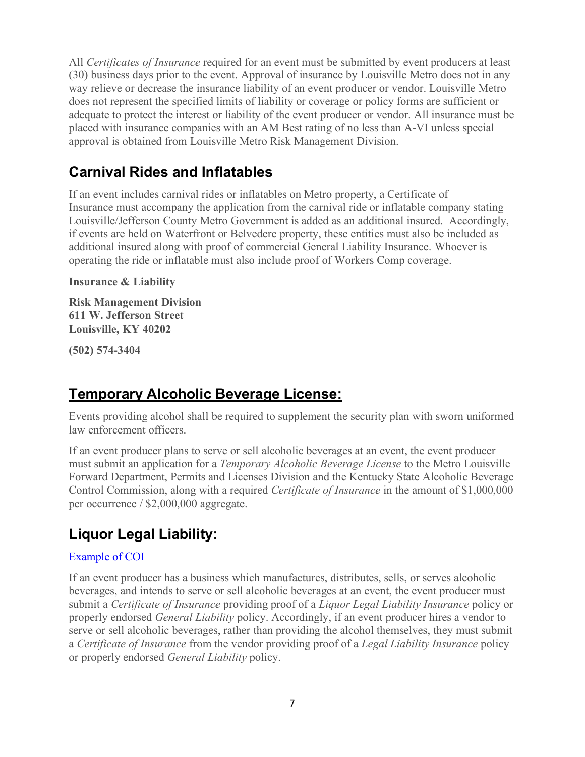All *Certificates of Insurance* required for an event must be submitted by event producers at least (30) business days prior to the event. Approval of insurance by Louisville Metro does not in any way relieve or decrease the insurance liability of an event producer or vendor. Louisville Metro does not represent the specified limits of liability or coverage or policy forms are sufficient or adequate to protect the interest or liability of the event producer or vendor. All insurance must be placed with insurance companies with an AM Best rating of no less than A-VI unless special approval is obtained from Louisville Metro Risk Management Division.

## Carnival Rides and Inflatables

If an event includes carnival rides or inflatables on Metro property, a Certificate of Insurance must accompany the application from the carnival ride or inflatable company stating Louisville/Jefferson County Metro Government is added as an additional insured. Accordingly, if events are held on Waterfront or Belvedere property, these entities must also be included as additional insured along with proof of commercial General Liability Insurance. Whoever is operating the ride or inflatable must also include proof of Workers Comp coverage.

**Insurance & Liability**

**Risk Management Division**
**611 W. Jefferson Street**
**Louisville, KY 40202**

**(502) 574-3404**

## Temporary Alcoholic Beverage License:

Events providing alcohol shall be required to supplement the security plan with sworn uniformed law enforcement officers.

If an event producer plans to serve or sell alcoholic beverages at an event, the event producer must submit an application for a *Temporary Alcoholic Beverage License* to the Metro Louisville Forward Department, Permits and Licenses Division and the Kentucky State Alcoholic Beverage Control Commission, along with a required *Certificate of Insurance* in the amount of $1,000,000 per occurrence / $2,000,000 aggregate.

## Liquor Legal Liability:

Example of COI

If an event producer has a business which manufactures, distributes, sells, or serves alcoholic beverages, and intends to serve or sell alcoholic beverages at an event, the event producer must submit a *Certificate of Insurance* providing proof of a *Liquor Legal Liability Insurance* policy or properly endorsed *General Liability* policy. Accordingly, if an event producer hires a vendor to serve or sell alcoholic beverages, rather than providing the alcohol themselves, they must submit a *Certificate of Insurance* from the vendor providing proof of a *Legal Liability Insurance* policy or properly endorsed *General Liability* policy.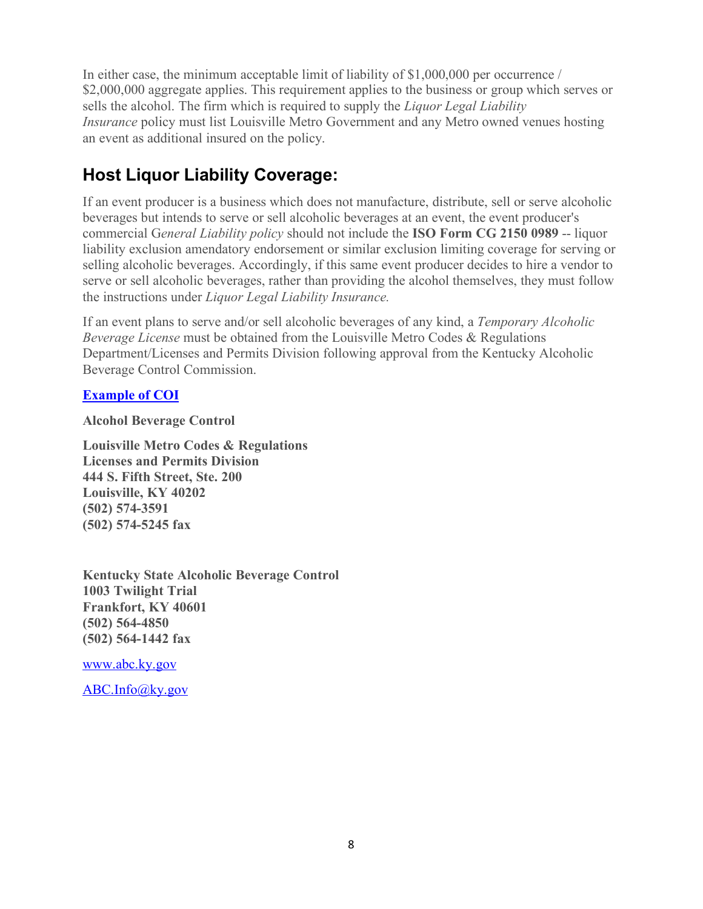In either case, the minimum acceptable limit of liability of $1,000,000 per occurrence / $2,000,000 aggregate applies. This requirement applies to the business or group which serves or sells the alcohol. The firm which is required to supply the *Liquor Legal Liability Insurance* policy must list Louisville Metro Government and any Metro owned venues hosting an event as additional insured on the policy.

## Host Liquor Liability Coverage:

If an event producer is a business which does not manufacture, distribute, sell or serve alcoholic beverages but intends to serve or sell alcoholic beverages at an event, the event producer's commercial G*eneral Liability policy* should not include the **ISO Form CG 2150 0989** -- liquor liability exclusion amendatory endorsement or similar exclusion limiting coverage for serving or selling alcoholic beverages. Accordingly, if this same event producer decides to hire a vendor to serve or sell alcoholic beverages, rather than providing the alcohol themselves, they must follow the instructions under *Liquor Legal Liability Insurance.*

If an event plans to serve and/or sell alcoholic beverages of any kind, a *Temporary Alcoholic Beverage License* must be obtained from the Louisville Metro Codes & Regulations Department/Licenses and Permits Division following approval from the Kentucky Alcoholic Beverage Control Commission.

**Example of COI**

**Alcohol Beverage Control**

**Louisville Metro Codes & Regulations**
**Licenses and Permits Division**
**444 S. Fifth Street, Ste. 200**
**Louisville, KY 40202**
**(502) 574-3591**
**(502) 574-5245 fax**

**Kentucky State Alcoholic Beverage Control**
**1003 Twilight Trial**
**Frankfort, KY 40601**
**(502) 564-4850**
**(502) 564-1442 fax**

www.abc.ky.gov

ABC.Info@ky.gov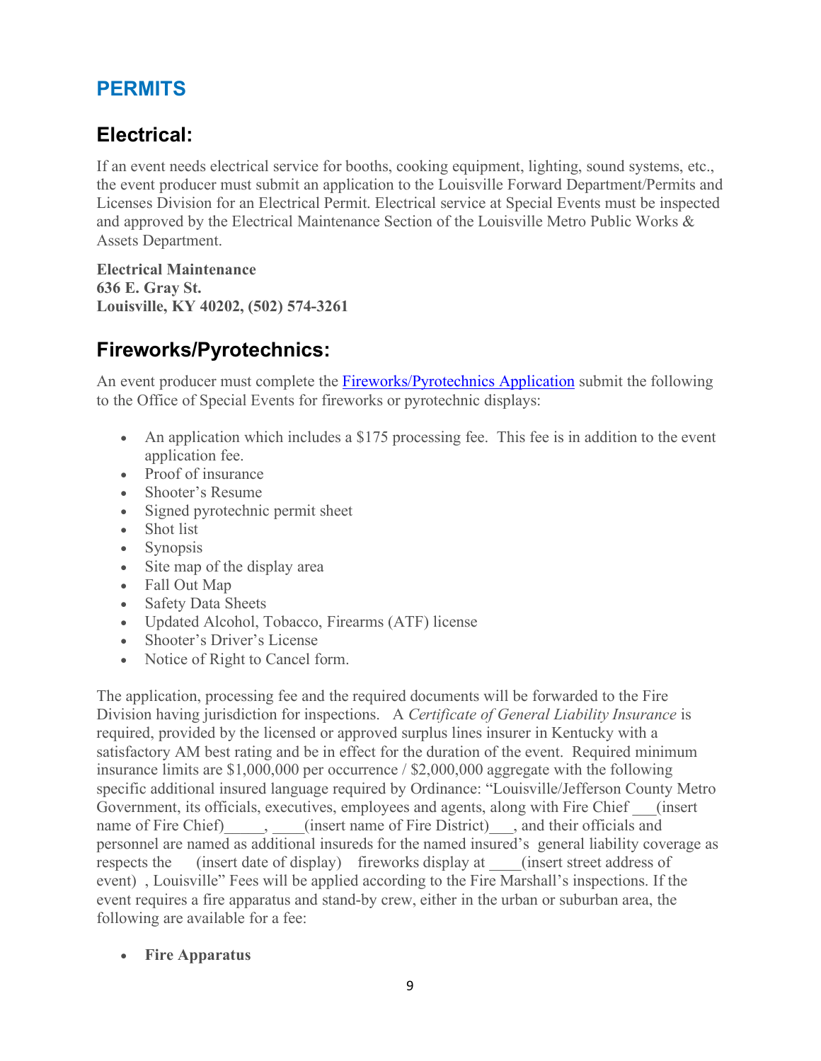## PERMITS

### Electrical:

If an event needs electrical service for booths, cooking equipment, lighting, sound systems, etc., the event producer must submit an application to the Louisville Forward Department/Permits and Licenses Division for an Electrical Permit. Electrical service at Special Events must be inspected and approved by the Electrical Maintenance Section of the Louisville Metro Public Works & Assets Department.

**Electrical Maintenance**
**636 E. Gray St.**
**Louisville, KY 40202, (502) 574-3261**

### Fireworks/Pyrotechnics:

An event producer must complete the [Fireworks/Pyrotechnics Application] submit the following to the Office of Special Events for fireworks or pyrotechnic displays:

- An application which includes a $175 processing fee. This fee is in addition to the event application fee.
- Proof of insurance
- Shooter's Resume
- Signed pyrotechnic permit sheet
- Shot list
- Synopsis
- Site map of the display area
- Fall Out Map
- Safety Data Sheets
- Updated Alcohol, Tobacco, Firearms (ATF) license
- Shooter's Driver's License
- Notice of Right to Cancel form.

The application, processing fee and the required documents will be forwarded to the Fire Division having jurisdiction for inspections. A *Certificate of General Liability Insurance* is required, provided by the licensed or approved surplus lines insurer in Kentucky with a satisfactory AM best rating and be in effect for the duration of the event. Required minimum insurance limits are $1,000,000 per occurrence / $2,000,000 aggregate with the following specific additional insured language required by Ordinance: "Louisville/Jefferson County Metro Government, its officials, executives, employees and agents, along with Fire Chief ___(insert name of Fire Chief)_____, ____(insert name of Fire District)___, and their officials and personnel are named as additional insureds for the named insured's general liability coverage as respects the (insert date of display) fireworks display at ____(insert street address of event) , Louisville" Fees will be applied according to the Fire Marshall's inspections. If the event requires a fire apparatus and stand-by crew, either in the urban or suburban area, the following are available for a fee:

- **Fire Apparatus**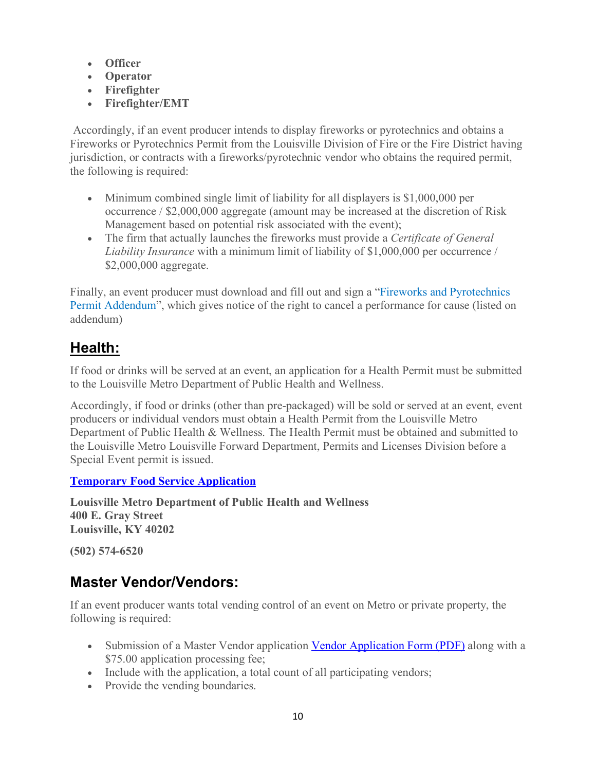- **Officer**
- **Operator**
- **Firefighter**
- **Firefighter/EMT**

Accordingly, if an event producer intends to display fireworks or pyrotechnics and obtains a Fireworks or Pyrotechnics Permit from the Louisville Division of Fire or the Fire District having jurisdiction, or contracts with a fireworks/pyrotechnic vendor who obtains the required permit, the following is required:

- Minimum combined single limit of liability for all displayers is $1,000,000 per occurrence / $2,000,000 aggregate (amount may be increased at the discretion of Risk Management based on potential risk associated with the event);
- The firm that actually launches the fireworks must provide a *Certificate of General Liability Insurance* with a minimum limit of liability of $1,000,000 per occurrence / $2,000,000 aggregate.

Finally, an event producer must download and fill out and sign a "Fireworks and Pyrotechnics Permit Addendum", which gives notice of the right to cancel a performance for cause (listed on addendum)

## Health:

If food or drinks will be served at an event, an application for a Health Permit must be submitted to the Louisville Metro Department of Public Health and Wellness.

Accordingly, if food or drinks (other than pre-packaged) will be sold or served at an event, event producers or individual vendors must obtain a Health Permit from the Louisville Metro Department of Public Health & Wellness. The Health Permit must be obtained and submitted to the Louisville Metro Louisville Forward Department, Permits and Licenses Division before a Special Event permit is issued.

**Temporary Food Service Application**

**Louisville Metro Department of Public Health and Wellness**
**400 E. Gray Street**
**Louisville, KY 40202**

**(502) 574-6520**

## Master Vendor/Vendors:

If an event producer wants total vending control of an event on Metro or private property, the following is required:

- Submission of a Master Vendor application Vendor Application Form (PDF) along with a $75.00 application processing fee;
- Include with the application, a total count of all participating vendors;
- Provide the vending boundaries.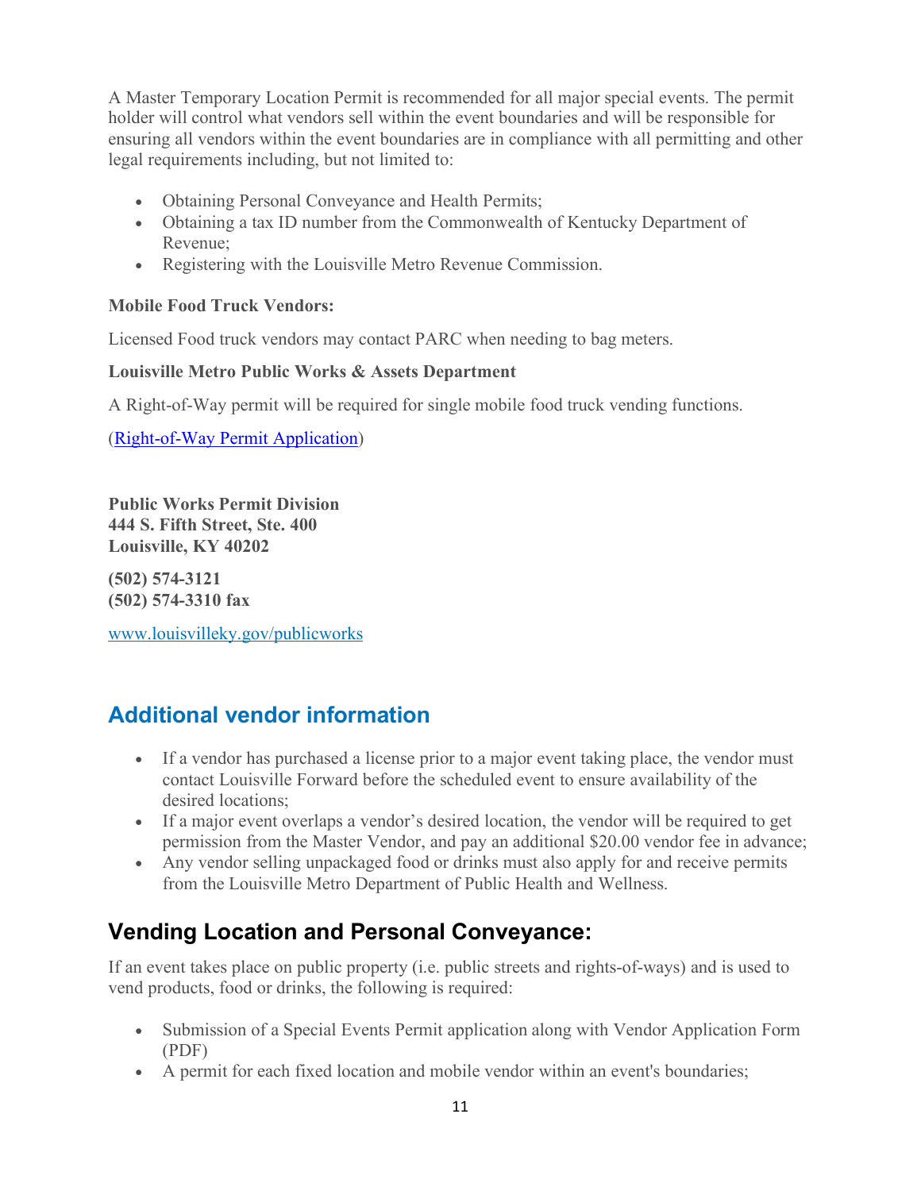A Master Temporary Location Permit is recommended for all major special events. The permit holder will control what vendors sell within the event boundaries and will be responsible for ensuring all vendors within the event boundaries are in compliance with all permitting and other legal requirements including, but not limited to:

- Obtaining Personal Conveyance and Health Permits;
- Obtaining a tax ID number from the Commonwealth of Kentucky Department of Revenue;
- Registering with the Louisville Metro Revenue Commission.

**Mobile Food Truck Vendors:**

Licensed Food truck vendors may contact PARC when needing to bag meters.

**Louisville Metro Public Works & Assets Department**

A Right-of-Way permit will be required for single mobile food truck vending functions.

(Right-of-Way Permit Application)

**Public Works Permit Division**
**444 S. Fifth Street, Ste. 400**
**Louisville, KY 40202**

**(502) 574-3121**
**(502) 574-3310 fax**

www.louisvilleky.gov/publicworks

## Additional vendor information

- If a vendor has purchased a license prior to a major event taking place, the vendor must contact Louisville Forward before the scheduled event to ensure availability of the desired locations;
- If a major event overlaps a vendor's desired location, the vendor will be required to get permission from the Master Vendor, and pay an additional $20.00 vendor fee in advance;
- Any vendor selling unpackaged food or drinks must also apply for and receive permits from the Louisville Metro Department of Public Health and Wellness.

## Vending Location and Personal Conveyance:

If an event takes place on public property (i.e. public streets and rights-of-ways) and is used to vend products, food or drinks, the following is required:

- Submission of a Special Events Permit application along with Vendor Application Form (PDF)
- A permit for each fixed location and mobile vendor within an event's boundaries;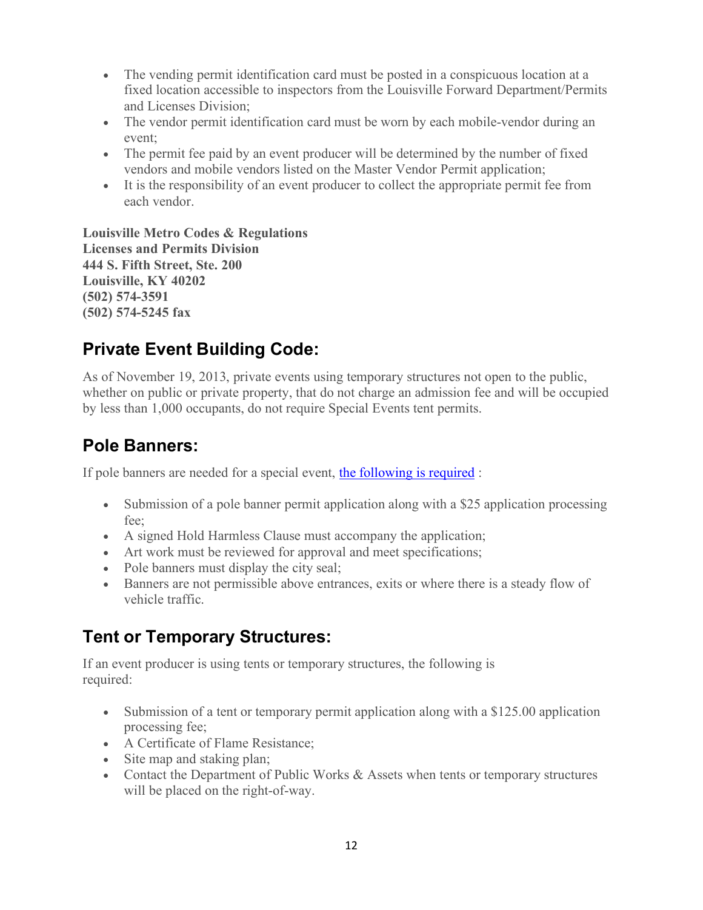- The vending permit identification card must be posted in a conspicuous location at a fixed location accessible to inspectors from the Louisville Forward Department/Permits and Licenses Division;
- The vendor permit identification card must be worn by each mobile-vendor during an event;
- The permit fee paid by an event producer will be determined by the number of fixed vendors and mobile vendors listed on the Master Vendor Permit application;
- It is the responsibility of an event producer to collect the appropriate permit fee from each vendor.

**Louisville Metro Codes & Regulations**
**Licenses and Permits Division**
**444 S. Fifth Street, Ste. 200**
**Louisville, KY 40202**
**(502) 574-3591**
**(502) 574-5245 fax**

## Private Event Building Code:

As of November 19, 2013, private events using temporary structures not open to the public, whether on public or private property, that do not charge an admission fee and will be occupied by less than 1,000 occupants, do not require Special Events tent permits.

## Pole Banners:

If pole banners are needed for a special event, the following is required :

- Submission of a pole banner permit application along with a $25 application processing fee;
- A signed Hold Harmless Clause must accompany the application;
- Art work must be reviewed for approval and meet specifications;
- Pole banners must display the city seal;
- Banners are not permissible above entrances, exits or where there is a steady flow of vehicle traffic.

## Tent or Temporary Structures:

If an event producer is using tents or temporary structures, the following is required:

- Submission of a tent or temporary permit application along with a $125.00 application processing fee;
- A Certificate of Flame Resistance;
- Site map and staking plan;
- Contact the Department of Public Works & Assets when tents or temporary structures will be placed on the right-of-way.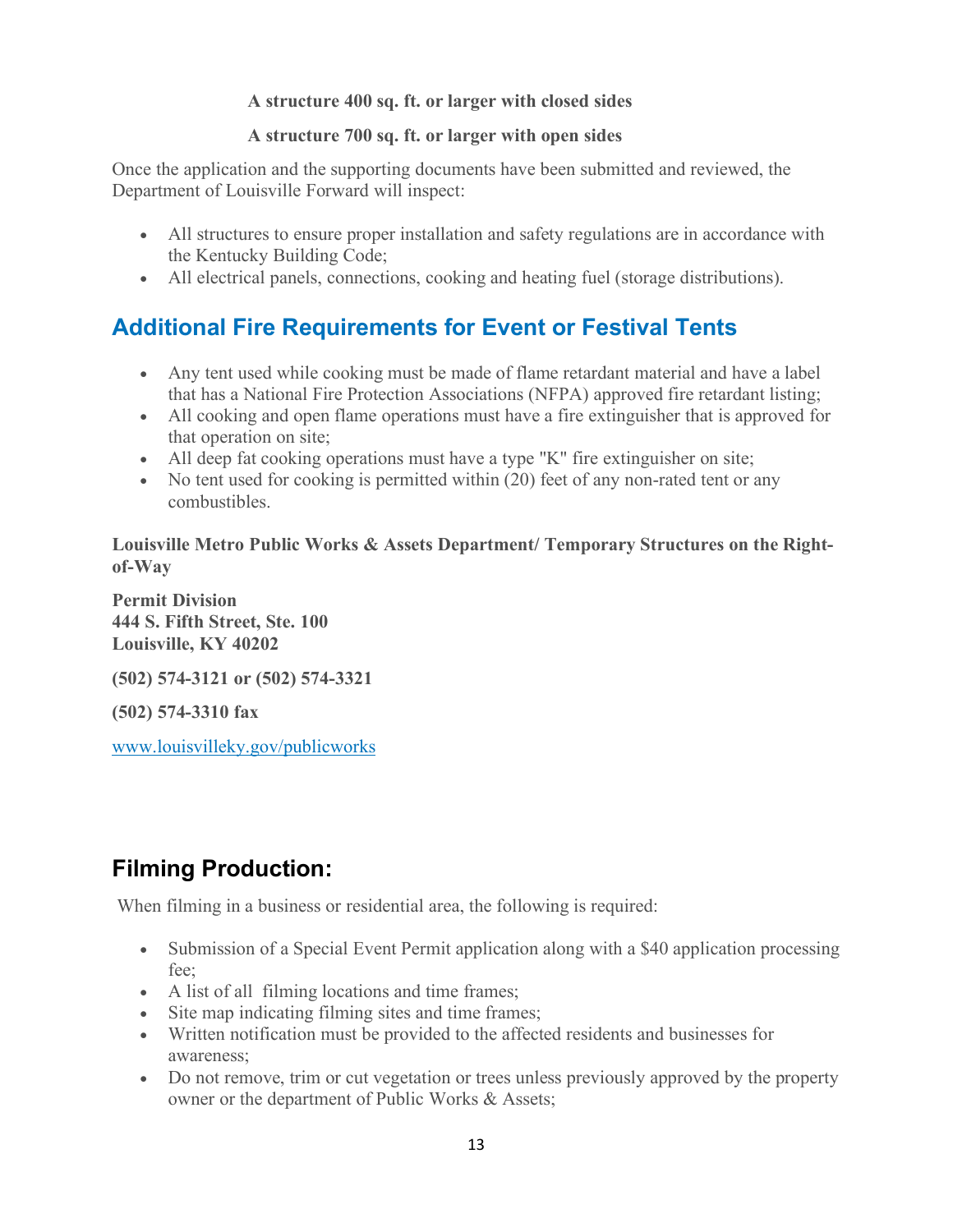**A structure 400 sq. ft. or larger with closed sides**

**A structure 700 sq. ft. or larger with open sides**

Once the application and the supporting documents have been submitted and reviewed, the Department of Louisville Forward will inspect:

- All structures to ensure proper installation and safety regulations are in accordance with the Kentucky Building Code;
- All electrical panels, connections, cooking and heating fuel (storage distributions).

## Additional Fire Requirements for Event or Festival Tents

- Any tent used while cooking must be made of flame retardant material and have a label that has a National Fire Protection Associations (NFPA) approved fire retardant listing;
- All cooking and open flame operations must have a fire extinguisher that is approved for that operation on site;
- All deep fat cooking operations must have a type "K" fire extinguisher on site;
- No tent used for cooking is permitted within (20) feet of any non-rated tent or any combustibles.

**Louisville Metro Public Works & Assets Department/ Temporary Structures on the Right-of-Way**

**Permit Division**
**444 S. Fifth Street, Ste. 100**
**Louisville, KY 40202**

**(502) 574-3121 or (502) 574-3321**

**(502) 574-3310 fax**

www.louisvilleky.gov/publicworks

## Filming Production:

When filming in a business or residential area, the following is required:

- Submission of a Special Event Permit application along with a $40 application processing fee;
- A list of all filming locations and time frames;
- Site map indicating filming sites and time frames;
- Written notification must be provided to the affected residents and businesses for awareness;
- Do not remove, trim or cut vegetation or trees unless previously approved by the property owner or the department of Public Works & Assets;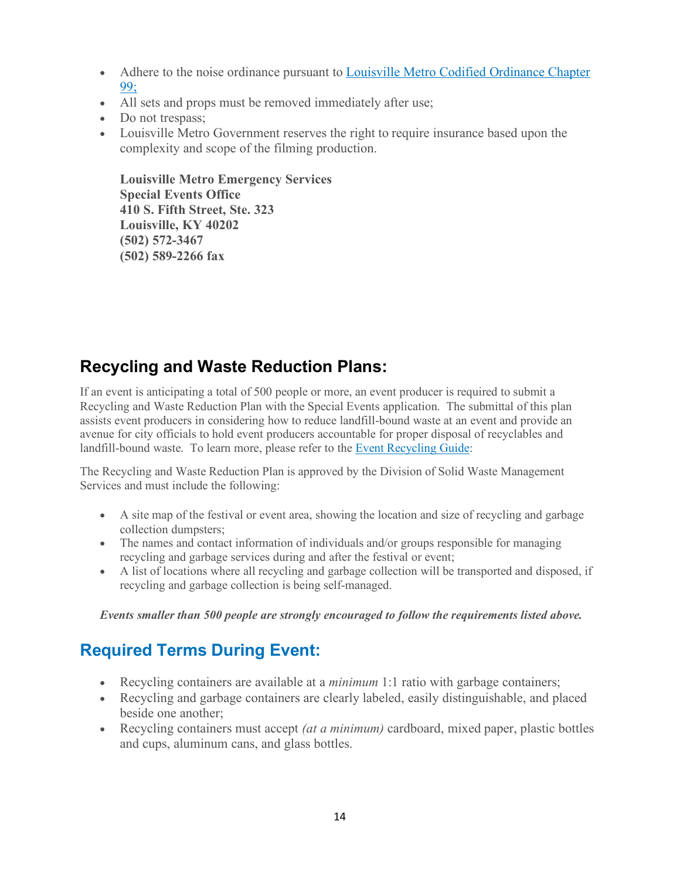- Adhere to the noise ordinance pursuant to [Louisville Metro Codified Ordinance Chapter 99;]
- All sets and props must be removed immediately after use;
- Do not trespass;
- Louisville Metro Government reserves the right to require insurance based upon the complexity and scope of the filming production.

**Louisville Metro Emergency Services**
**Special Events Office**
**410 S. Fifth Street, Ste. 323**
**Louisville, KY 40202**
**(502) 572-3467**
**(502) 589-2266 fax**

## Recycling and Waste Reduction Plans:

If an event is anticipating a total of 500 people or more, an event producer is required to submit a Recycling and Waste Reduction Plan with the Special Events application. The submittal of this plan assists event producers in considering how to reduce landfill-bound waste at an event and provide an avenue for city officials to hold event producers accountable for proper disposal of recyclables and landfill-bound waste. To learn more, please refer to the Event Recycling Guide:

The Recycling and Waste Reduction Plan is approved by the Division of Solid Waste Management Services and must include the following:

- A site map of the festival or event area, showing the location and size of recycling and garbage collection dumpsters;
- The names and contact information of individuals and/or groups responsible for managing recycling and garbage services during and after the festival or event;
- A list of locations where all recycling and garbage collection will be transported and disposed, if recycling and garbage collection is being self-managed.

***Events smaller than 500 people are strongly encouraged to follow the requirements listed above.***

## Required Terms During Event:

- Recycling containers are available at a *minimum* 1:1 ratio with garbage containers;
- Recycling and garbage containers are clearly labeled, easily distinguishable, and placed beside one another;
- Recycling containers must accept *(at a minimum)* cardboard, mixed paper, plastic bottles and cups, aluminum cans, and glass bottles.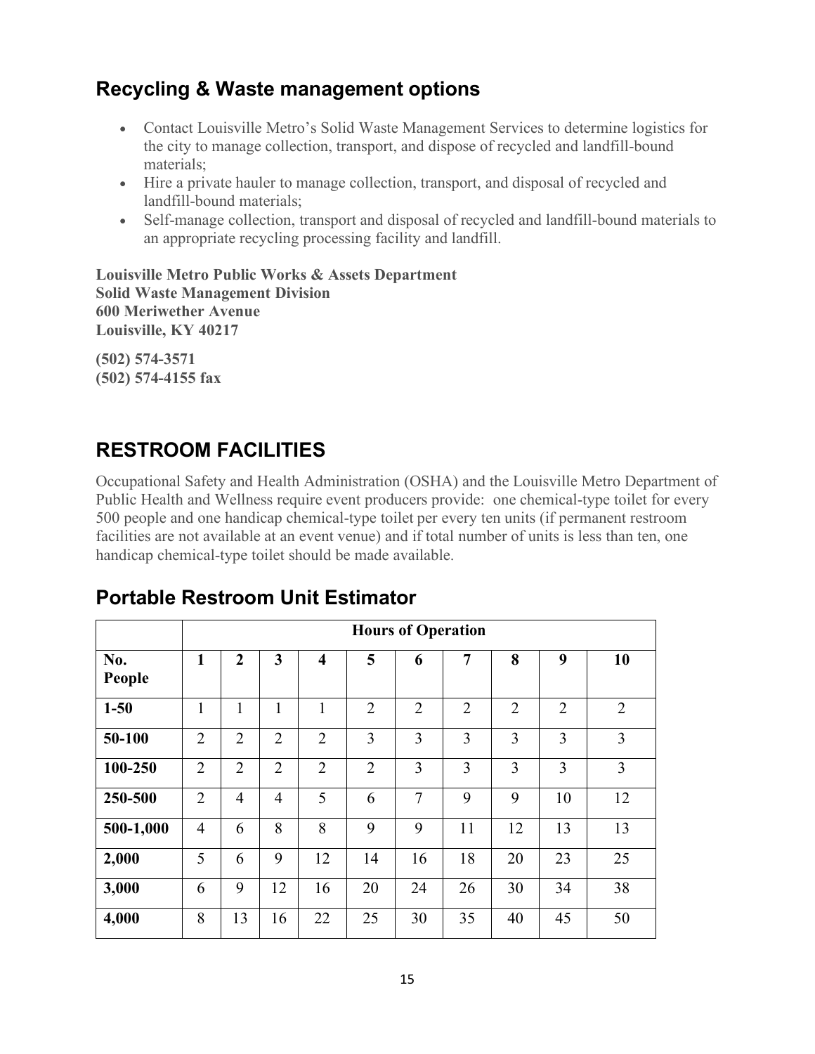## Recycling & Waste management options

- Contact Louisville Metro's Solid Waste Management Services to determine logistics for the city to manage collection, transport, and dispose of recycled and landfill-bound materials;
- Hire a private hauler to manage collection, transport, and disposal of recycled and landfill-bound materials;
- Self-manage collection, transport and disposal of recycled and landfill-bound materials to an appropriate recycling processing facility and landfill.

**Louisville Metro Public Works & Assets Department**
**Solid Waste Management Division**
**600 Meriwether Avenue**
**Louisville, KY 40217**

**(502) 574-3571**
**(502) 574-4155 fax**

## RESTROOM FACILITIES

Occupational Safety and Health Administration (OSHA) and the Louisville Metro Department of Public Health and Wellness require event producers provide: one chemical-type toilet for every 500 people and one handicap chemical-type toilet per every ten units (if permanent restroom facilities are not available at an event venue) and if total number of units is less than ten, one handicap chemical-type toilet should be made available.

## Portable Restroom Unit Estimator

| | **Hours of Operation** | | | | | | | | | |
|---|---|---|---|---|---|---|---|---|---|---|
| **No. People** | **1** | **2** | **3** | **4** | **5** | **6** | **7** | **8** | **9** | **10** |
| **1-50** | 1 | 1 | 1 | 1 | 2 | 2 | 2 | 2 | 2 | 2 |
| **50-100** | 2 | 2 | 2 | 2 | 3 | 3 | 3 | 3 | 3 | 3 |
| **100-250** | 2 | 2 | 2 | 2 | 2 | 3 | 3 | 3 | 3 | 3 |
| **250-500** | 2 | 4 | 4 | 5 | 6 | 7 | 9 | 9 | 10 | 12 |
| **500-1,000** | 4 | 6 | 8 | 8 | 9 | 9 | 11 | 12 | 13 | 13 |
| **2,000** | 5 | 6 | 9 | 12 | 14 | 16 | 18 | 20 | 23 | 25 |
| **3,000** | 6 | 9 | 12 | 16 | 20 | 24 | 26 | 30 | 34 | 38 |
| **4,000** | 8 | 13 | 16 | 22 | 25 | 30 | 35 | 40 | 45 | 50 |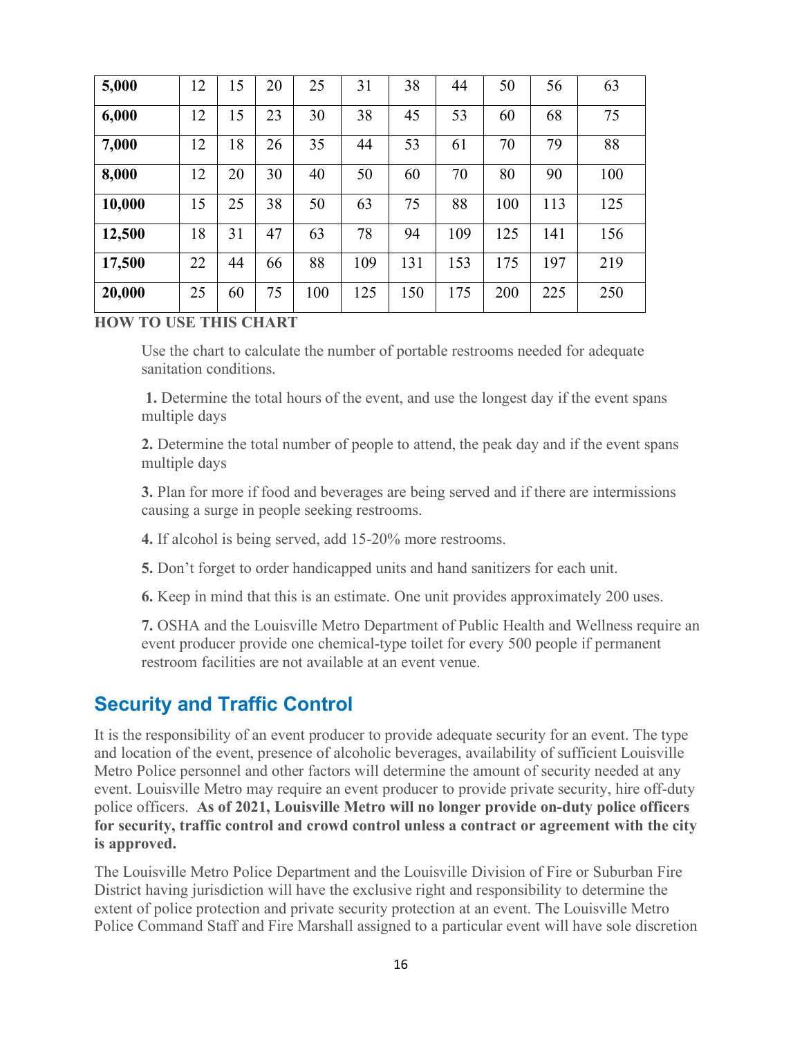| 5,000 | 12 | 15 | 20 | 25 | 31 | 38 | 44 | 50 | 56 | 63 |
|---|---|---|---|---|---|---|---|---|---|---|
| **6,000** | 12 | 15 | 23 | 30 | 38 | 45 | 53 | 60 | 68 | 75 |
| **7,000** | 12 | 18 | 26 | 35 | 44 | 53 | 61 | 70 | 79 | 88 |
| **8,000** | 12 | 20 | 30 | 40 | 50 | 60 | 70 | 80 | 90 | 100 |
| **10,000** | 15 | 25 | 38 | 50 | 63 | 75 | 88 | 100 | 113 | 125 |
| **12,500** | 18 | 31 | 47 | 63 | 78 | 94 | 109 | 125 | 141 | 156 |
| **17,500** | 22 | 44 | 66 | 88 | 109 | 131 | 153 | 175 | 197 | 219 |
| **20,000** | 25 | 60 | 75 | 100 | 125 | 150 | 175 | 200 | 225 | 250 |

**HOW TO USE THIS CHART**

Use the chart to calculate the number of portable restrooms needed for adequate sanitation conditions.

**1.** Determine the total hours of the event, and use the longest day if the event spans multiple days

**2.** Determine the total number of people to attend, the peak day and if the event spans multiple days

**3.** Plan for more if food and beverages are being served and if there are intermissions causing a surge in people seeking restrooms.

**4.** If alcohol is being served, add 15-20% more restrooms.

**5.** Don't forget to order handicapped units and hand sanitizers for each unit.

**6.** Keep in mind that this is an estimate. One unit provides approximately 200 uses.

**7.** OSHA and the Louisville Metro Department of Public Health and Wellness require an event producer provide one chemical-type toilet for every 500 people if permanent restroom facilities are not available at an event venue.

## Security and Traffic Control

It is the responsibility of an event producer to provide adequate security for an event. The type and location of the event, presence of alcoholic beverages, availability of sufficient Louisville Metro Police personnel and other factors will determine the amount of security needed at any event. Louisville Metro may require an event producer to provide private security, hire off-duty police officers. **As of 2021, Louisville Metro will no longer provide on-duty police officers for security, traffic control and crowd control unless a contract or agreement with the city is approved.**

The Louisville Metro Police Department and the Louisville Division of Fire or Suburban Fire District having jurisdiction will have the exclusive right and responsibility to determine the extent of police protection and private security protection at an event. The Louisville Metro Police Command Staff and Fire Marshall assigned to a particular event will have sole discretion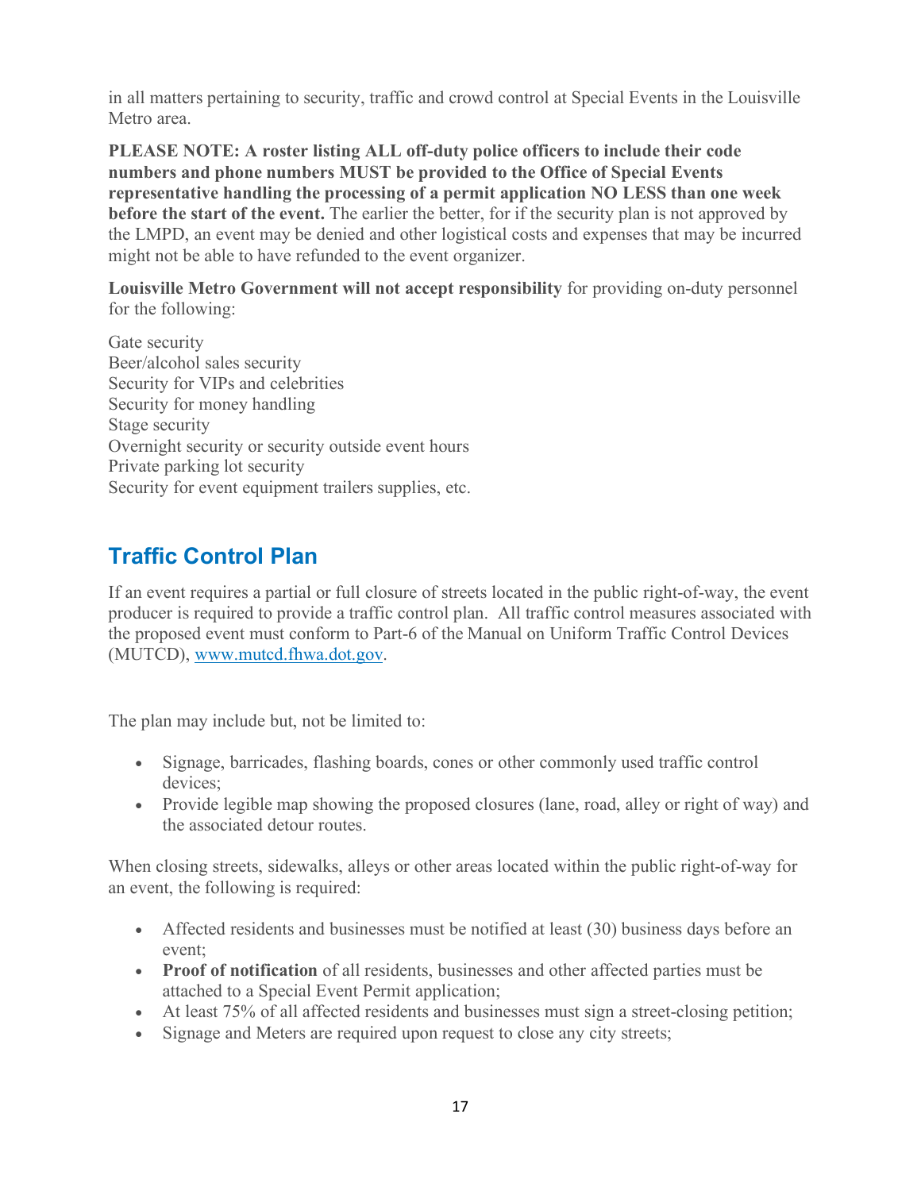in all matters pertaining to security, traffic and crowd control at Special Events in the Louisville Metro area.

**PLEASE NOTE: A roster listing ALL off-duty police officers to include their code numbers and phone numbers MUST be provided to the Office of Special Events representative handling the processing of a permit application NO LESS than one week before the start of the event.** The earlier the better, for if the security plan is not approved by the LMPD, an event may be denied and other logistical costs and expenses that may be incurred might not be able to have refunded to the event organizer.

**Louisville Metro Government will not accept responsibility** for providing on-duty personnel for the following:

Gate security
Beer/alcohol sales security
Security for VIPs and celebrities
Security for money handling
Stage security
Overnight security or security outside event hours
Private parking lot security
Security for event equipment trailers supplies, etc.

## Traffic Control Plan

If an event requires a partial or full closure of streets located in the public right-of-way, the event producer is required to provide a traffic control plan. All traffic control measures associated with the proposed event must conform to Part-6 of the Manual on Uniform Traffic Control Devices (MUTCD), www.mutcd.fhwa.dot.gov.

The plan may include but, not be limited to:

- Signage, barricades, flashing boards, cones or other commonly used traffic control devices;
- Provide legible map showing the proposed closures (lane, road, alley or right of way) and the associated detour routes.

When closing streets, sidewalks, alleys or other areas located within the public right-of-way for an event, the following is required:

- Affected residents and businesses must be notified at least (30) business days before an event;
- **Proof of notification** of all residents, businesses and other affected parties must be attached to a Special Event Permit application;
- At least 75% of all affected residents and businesses must sign a street-closing petition;
- Signage and Meters are required upon request to close any city streets;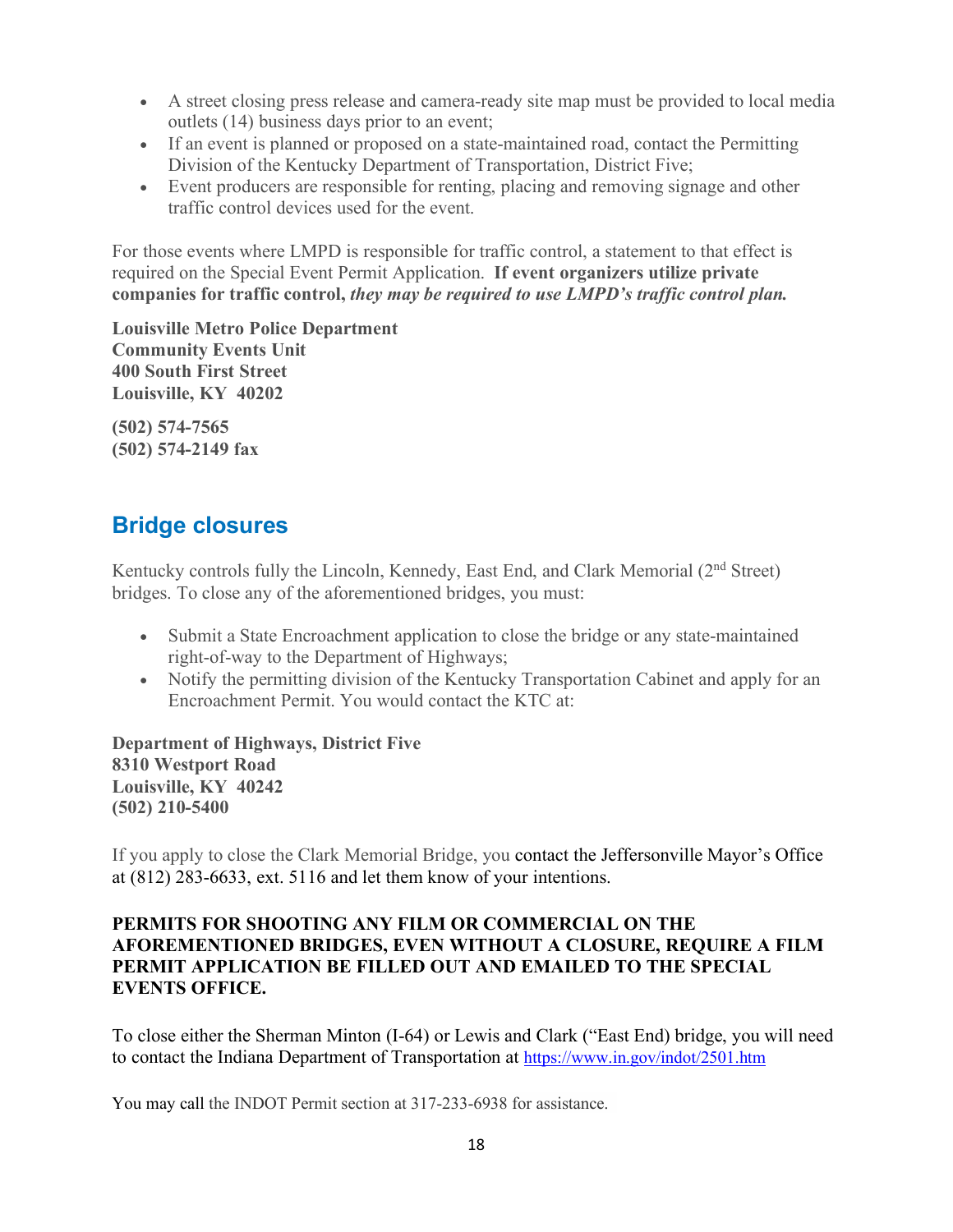- A street closing press release and camera-ready site map must be provided to local media outlets (14) business days prior to an event;
- If an event is planned or proposed on a state-maintained road, contact the Permitting Division of the Kentucky Department of Transportation, District Five;
- Event producers are responsible for renting, placing and removing signage and other traffic control devices used for the event.

For those events where LMPD is responsible for traffic control, a statement to that effect is required on the Special Event Permit Application. **If event organizers utilize private companies for traffic control,** ***they may be required to use LMPD's traffic control plan.***

**Louisville Metro Police Department**
**Community Events Unit**
**400 South First Street**
**Louisville, KY 40202**

**(502) 574-7565**
**(502) 574-2149 fax**

## Bridge closures

Kentucky controls fully the Lincoln, Kennedy, East End, and Clark Memorial (2nd Street) bridges. To close any of the aforementioned bridges, you must:

- Submit a State Encroachment application to close the bridge or any state-maintained right-of-way to the Department of Highways;
- Notify the permitting division of the Kentucky Transportation Cabinet and apply for an Encroachment Permit. You would contact the KTC at:

**Department of Highways, District Five**
**8310 Westport Road**
**Louisville, KY 40242**
**(502) 210-5400**

If you apply to close the Clark Memorial Bridge, you contact the Jeffersonville Mayor's Office at (812) 283-6633, ext. 5116 and let them know of your intentions.

**PERMITS FOR SHOOTING ANY FILM OR COMMERCIAL ON THE AFOREMENTIONED BRIDGES, EVEN WITHOUT A CLOSURE, REQUIRE A FILM PERMIT APPLICATION BE FILLED OUT AND EMAILED TO THE SPECIAL EVENTS OFFICE.**

To close either the Sherman Minton (I-64) or Lewis and Clark ("East End) bridge, you will need to contact the Indiana Department of Transportation at https://www.in.gov/indot/2501.htm

You may call the INDOT Permit section at 317-233-6938 for assistance.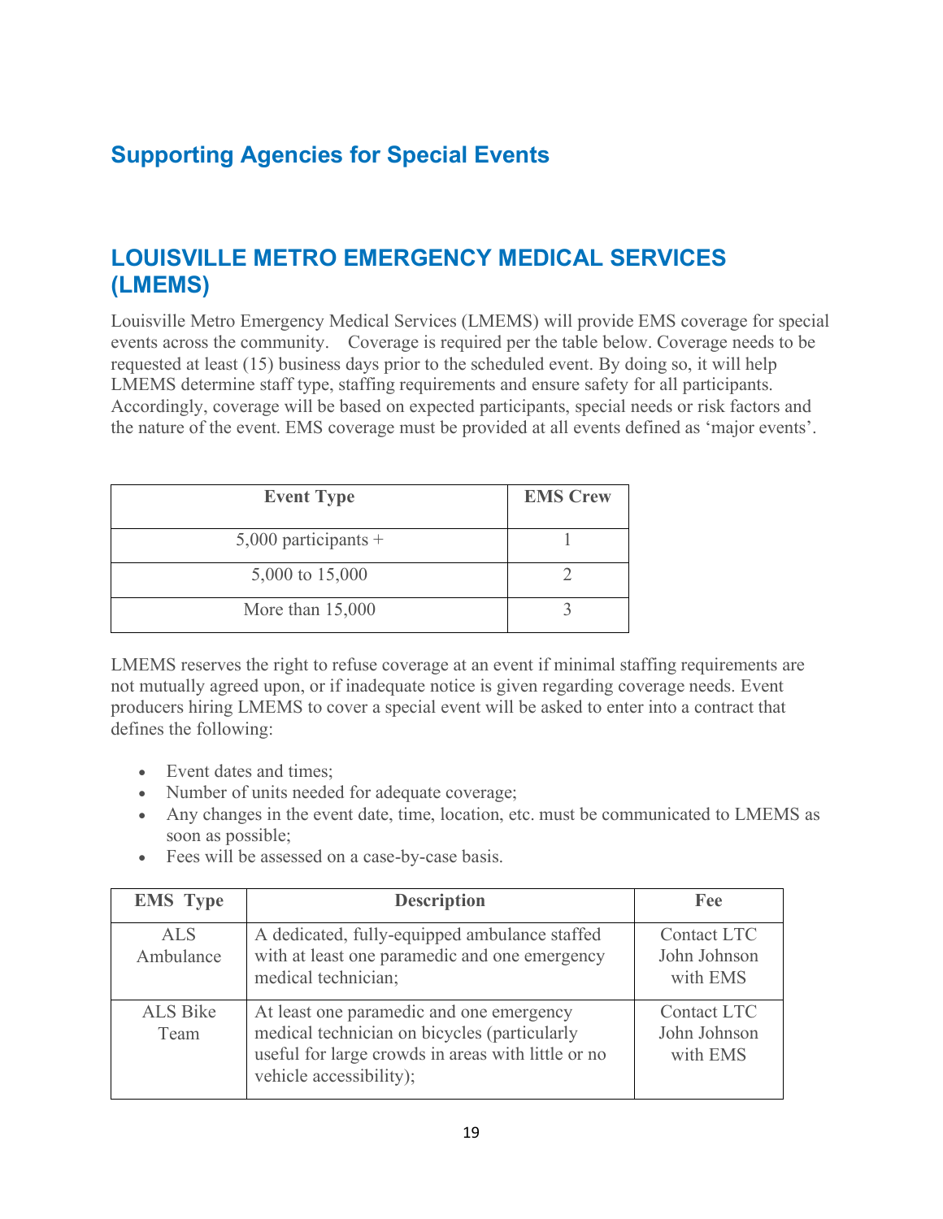## Supporting Agencies for Special Events

## LOUISVILLE METRO EMERGENCY MEDICAL SERVICES (LMEMS)

Louisville Metro Emergency Medical Services (LMEMS) will provide EMS coverage for special events across the community. Coverage is required per the table below. Coverage needs to be requested at least (15) business days prior to the scheduled event. By doing so, it will help LMEMS determine staff type, staffing requirements and ensure safety for all participants. Accordingly, coverage will be based on expected participants, special needs or risk factors and the nature of the event. EMS coverage must be provided at all events defined as 'major events'.

| Event Type | EMS Crew |
|---|---|
| 5,000 participants + | 1 |
| 5,000 to 15,000 | 2 |
| More than 15,000 | 3 |

LMEMS reserves the right to refuse coverage at an event if minimal staffing requirements are not mutually agreed upon, or if inadequate notice is given regarding coverage needs. Event producers hiring LMEMS to cover a special event will be asked to enter into a contract that defines the following:

- Event dates and times;
- Number of units needed for adequate coverage;
- Any changes in the event date, time, location, etc. must be communicated to LMEMS as soon as possible;
- Fees will be assessed on a case-by-case basis.

| EMS Type | Description | Fee |
|---|---|---|
| ALS Ambulance | A dedicated, fully-equipped ambulance staffed with at least one paramedic and one emergency medical technician; | Contact LTC John Johnson with EMS |
| ALS Bike Team | At least one paramedic and one emergency medical technician on bicycles (particularly useful for large crowds in areas with little or no vehicle accessibility); | Contact LTC John Johnson with EMS |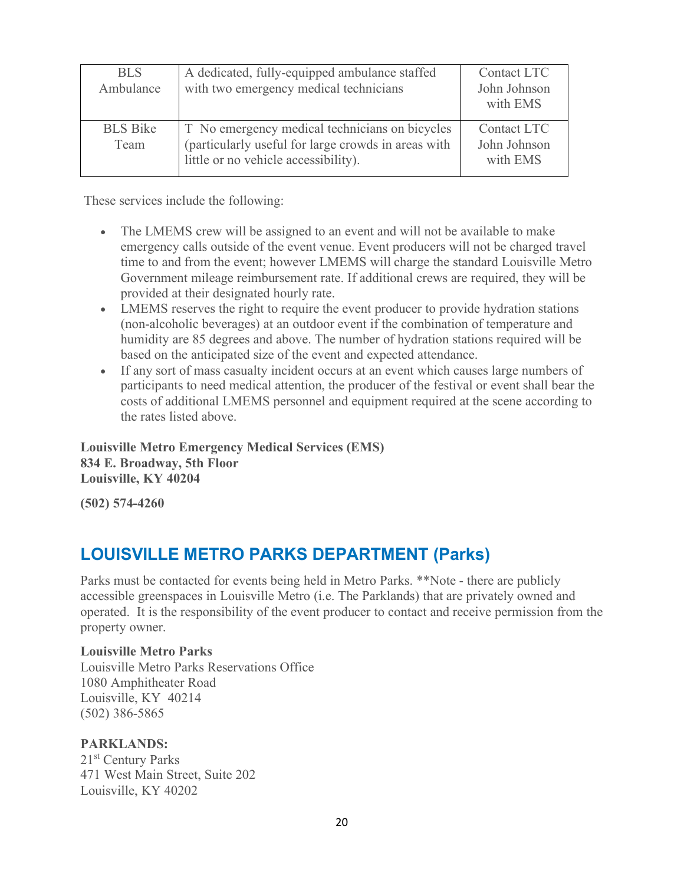| BLS Ambulance | A dedicated, fully-equipped ambulance staffed with two emergency medical technicians | Contact LTC John Johnson with EMS |
|---|---|---|
| BLS Bike Team | T No emergency medical technicians on bicycles (particularly useful for large crowds in areas with little or no vehicle accessibility). | Contact LTC John Johnson with EMS |

These services include the following:

- The LMEMS crew will be assigned to an event and will not be available to make emergency calls outside of the event venue. Event producers will not be charged travel time to and from the event; however LMEMS will charge the standard Louisville Metro Government mileage reimbursement rate. If additional crews are required, they will be provided at their designated hourly rate.
- LMEMS reserves the right to require the event producer to provide hydration stations (non-alcoholic beverages) at an outdoor event if the combination of temperature and humidity are 85 degrees and above. The number of hydration stations required will be based on the anticipated size of the event and expected attendance.
- If any sort of mass casualty incident occurs at an event which causes large numbers of participants to need medical attention, the producer of the festival or event shall bear the costs of additional LMEMS personnel and equipment required at the scene according to the rates listed above.

**Louisville Metro Emergency Medical Services (EMS)**
**834 E. Broadway, 5th Floor**
**Louisville, KY 40204**

**(502) 574-4260**

## LOUISVILLE METRO PARKS DEPARTMENT (Parks)

Parks must be contacted for events being held in Metro Parks. **Note - there are publicly accessible greenspaces in Louisville Metro (i.e. The Parklands) that are privately owned and operated. It is the responsibility of the event producer to contact and receive permission from the property owner.

**Louisville Metro Parks**
Louisville Metro Parks Reservations Office
1080 Amphitheater Road
Louisville, KY 40214
(502) 386-5865

**PARKLANDS:**
21st Century Parks
471 West Main Street, Suite 202
Louisville, KY 40202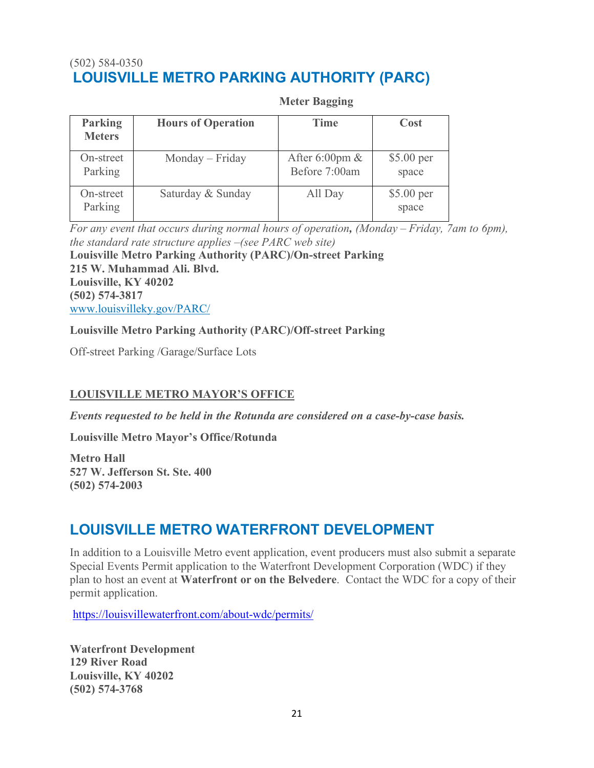(502) 584-0350

## LOUISVILLE METRO PARKING AUTHORITY (PARC)

**Meter Bagging**

| Parking Meters | Hours of Operation | Time | Cost |
|---|---|---|---|
| On-street Parking | Monday – Friday | After 6:00pm & Before 7:00am | $5.00 per space |
| On-street Parking | Saturday & Sunday | All Day | $5.00 per space |

*For any event that occurs during normal hours of operation, (Monday – Friday, 7am to 6pm), the standard rate structure applies –(see PARC web site)*

**Louisville Metro Parking Authority (PARC)/On-street Parking**
**215 W. Muhammad Ali. Blvd.**
**Louisville, KY 40202**
**(502) 574-3817**
www.louisvilleky.gov/PARC/

**Louisville Metro Parking Authority (PARC)/Off-street Parking**

Off-street Parking /Garage/Surface Lots

**LOUISVILLE METRO MAYOR'S OFFICE**

***Events requested to be held in the Rotunda are considered on a case-by-case basis.***

**Louisville Metro Mayor's Office/Rotunda**

**Metro Hall**
**527 W. Jefferson St. Ste. 400**
**(502) 574-2003**

## LOUISVILLE METRO WATERFRONT DEVELOPMENT

In addition to a Louisville Metro event application, event producers must also submit a separate Special Events Permit application to the Waterfront Development Corporation (WDC) if they plan to host an event at **Waterfront or on the Belvedere**. Contact the WDC for a copy of their permit application.

https://louisvillewaterfront.com/about-wdc/permits/

**Waterfront Development**
**129 River Road**
**Louisville, KY 40202**
**(502) 574-3768**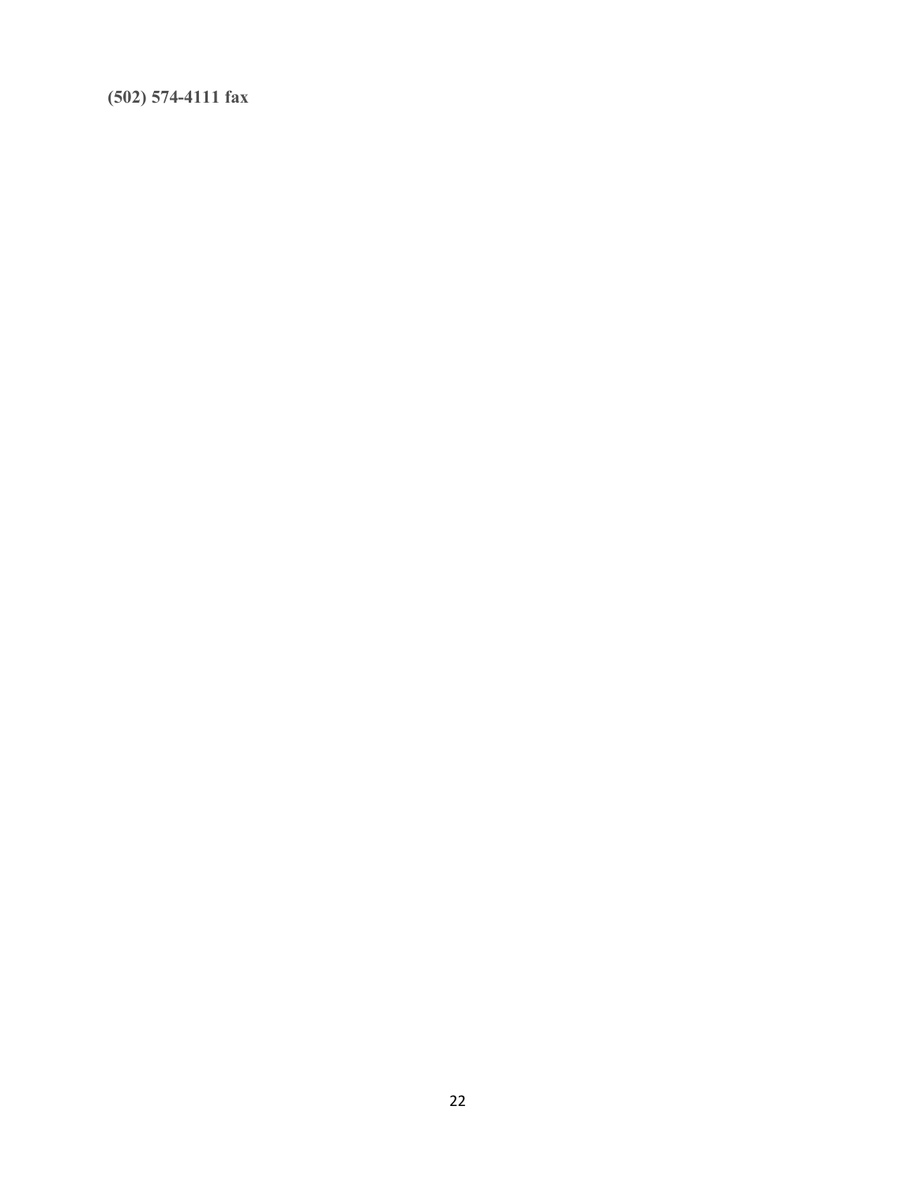**(502) 574-4111 fax**